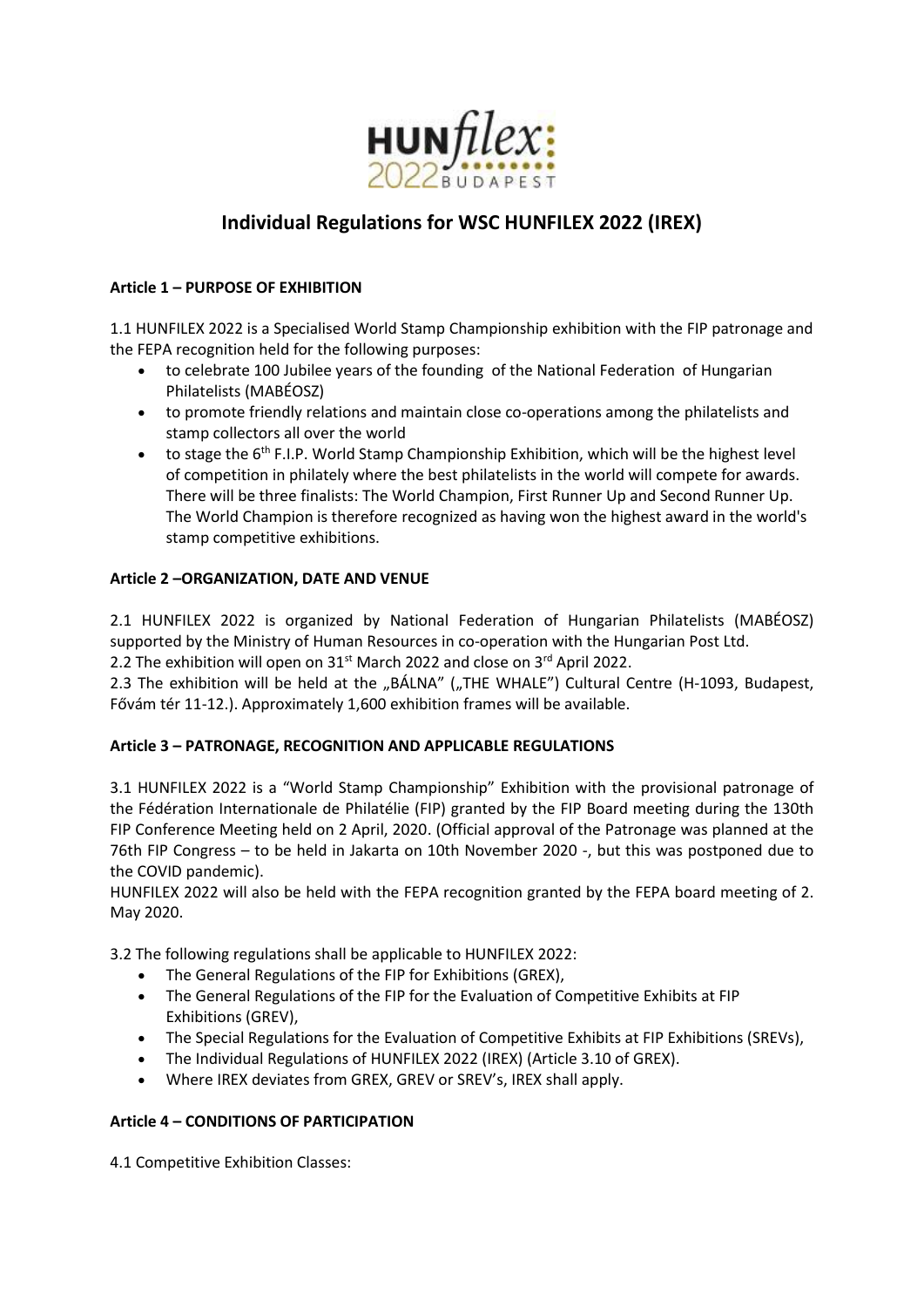# Individual Regulations for WSC HUNFILEX 2022 (IREX)

**Article 1 – PURPOSE OF EXHIBITION**

1.1 HUNFILEX 2022 is a Specialised World Stamp Championship exhibition with the FIP patronage and the FEPA recognition held for the following purposes:

- to celebrate 100 Jubilee years of the founding of the National Federation of Hungarian Philatelists (MABÉOSZ)
- to promote friendly relations and maintain close co-operations among the philatelists and stamp collectors all over the world
- to stage the 6th F.I.P. World Stamp Championship Exhibition, which will be the highest level of competition in philately where the best philatelists in the world will compete for awards. There will be three finalists: The World Champion, First Runner Up and Second Runner Up. The World Champion is therefore recognized as having won the highest award in the world's stamp competitive exhibitions.

**Article 2 –ORGANIZATION, DATE AND VENUE**

2.1 HUNFILEX 2022 is organized by National Federation of Hungarian Philatelists (MABÉOSZ) supported by the Ministry of Human Resources in co-operation with the Hungarian Post Ltd.

2.2 The exhibition will open on 31st March 2022 and close on 3rd April 2022.

2.3 The exhibition will be held at the „BÁLNA" („THE WHALE") Cultural Centre (H-1093, Budapest, Fővám tér 11-12.). Approximately 1,600 exhibition frames will be available.

**Article 3 – PATRONAGE, RECOGNITION AND APPLICABLE REGULATIONS**

3.1 HUNFILEX 2022 is a "World Stamp Championship" Exhibition with the provisional patronage of the Fédération Internationale de Philatélie (FIP) granted by the FIP Board meeting during the 130th FIP Conference Meeting held on 2 April, 2020. (Official approval of the Patronage was planned at the 76th FIP Congress – to be held in Jakarta on 10th November 2020 -, but this was postponed due to the COVID pandemic).

HUNFILEX 2022 will also be held with the FEPA recognition granted by the FEPA board meeting of 2. May 2020.

3.2 The following regulations shall be applicable to HUNFILEX 2022:

- The General Regulations of the FIP for Exhibitions (GREX),
- The General Regulations of the FIP for the Evaluation of Competitive Exhibits at FIP Exhibitions (GREV),
- The Special Regulations for the Evaluation of Competitive Exhibits at FIP Exhibitions (SREVs),
- The Individual Regulations of HUNFILEX 2022 (IREX) (Article 3.10 of GREX).
- Where IREX deviates from GREX, GREV or SREV's, IREX shall apply.

**Article 4 – CONDITIONS OF PARTICIPATION**

4.1 Competitive Exhibition Classes: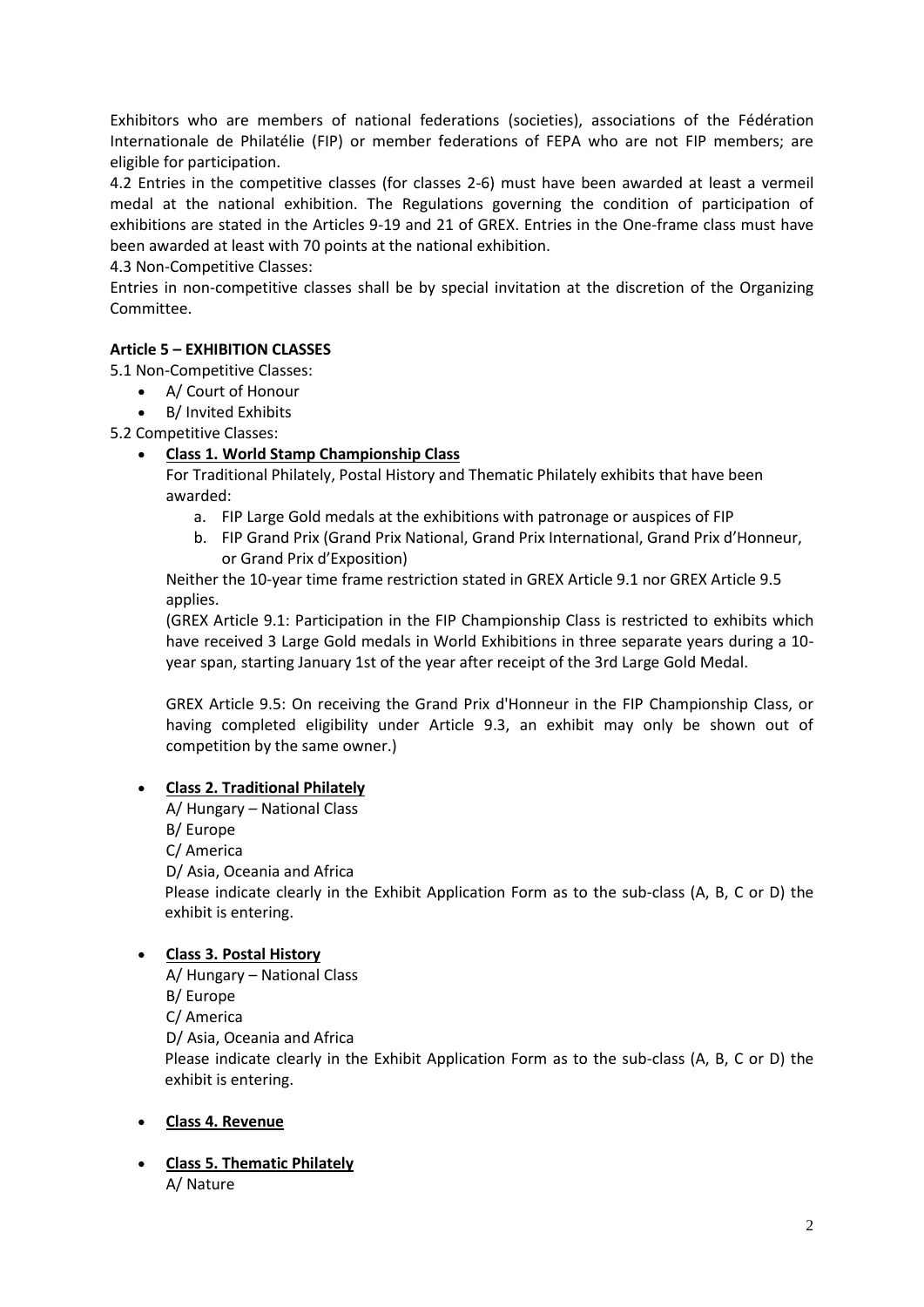Exhibitors who are members of national federations (societies), associations of the Fédération Internationale de Philatélie (FIP) or member federations of FEPA who are not FIP members; are eligible for participation.

4.2 Entries in the competitive classes (for classes 2-6) must have been awarded at least a vermeil medal at the national exhibition. The Regulations governing the condition of participation of exhibitions are stated in the Articles 9-19 and 21 of GREX. Entries in the One-frame class must have been awarded at least with 70 points at the national exhibition.

4.3 Non-Competitive Classes:

Entries in non-competitive classes shall be by special invitation at the discretion of the Organizing Committee.

**Article 5 – EXHIBITION CLASSES**

5.1 Non-Competitive Classes:

- A/ Court of Honour
- B/ Invited Exhibits

5.2 Competitive Classes:

- **Class 1. World Stamp Championship Class**

  For Traditional Philately, Postal History and Thematic Philately exhibits that have been awarded:

  a. FIP Large Gold medals at the exhibitions with patronage or auspices of FIP
  b. FIP Grand Prix (Grand Prix National, Grand Prix International, Grand Prix d'Honneur, or Grand Prix d'Exposition)

  Neither the 10-year time frame restriction stated in GREX Article 9.1 nor GREX Article 9.5 applies.

  (GREX Article 9.1: Participation in the FIP Championship Class is restricted to exhibits which have received 3 Large Gold medals in World Exhibitions in three separate years during a 10-year span, starting January 1st of the year after receipt of the 3rd Large Gold Medal.

  GREX Article 9.5: On receiving the Grand Prix d'Honneur in the FIP Championship Class, or having completed eligibility under Article 9.3, an exhibit may only be shown out of competition by the same owner.)

- **Class 2. Traditional Philately**

  A/ Hungary – National Class
  B/ Europe
  C/ America
  D/ Asia, Oceania and Africa

  Please indicate clearly in the Exhibit Application Form as to the sub-class (A, B, C or D) the exhibit is entering.

- **Class 3. Postal History**

  A/ Hungary – National Class
  B/ Europe
  C/ America
  D/ Asia, Oceania and Africa

  Please indicate clearly in the Exhibit Application Form as to the sub-class (A, B, C or D) the exhibit is entering.

- **Class 4. Revenue**

- **Class 5. Thematic Philately**

  A/ Nature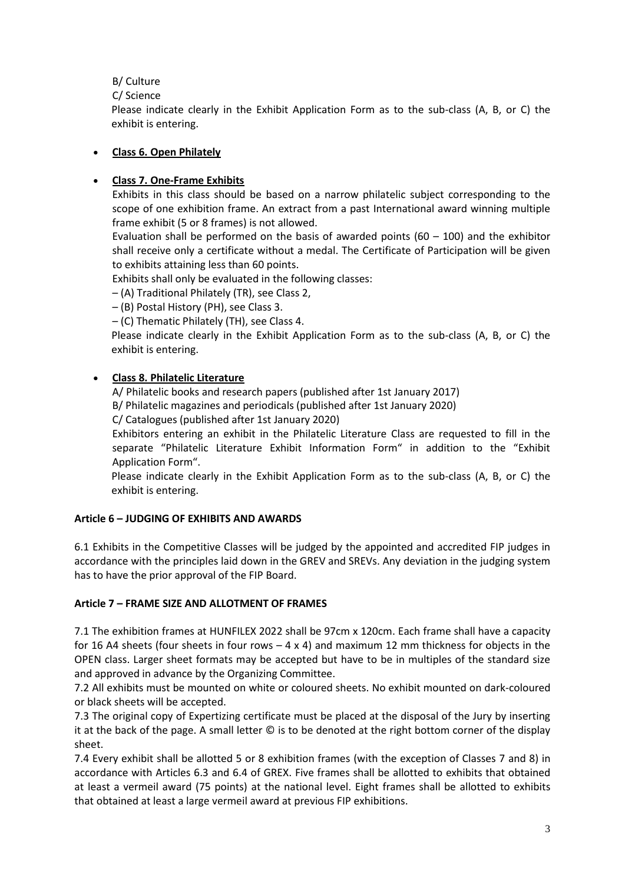B/ Culture

C/ Science

Please indicate clearly in the Exhibit Application Form as to the sub-class (A, B, or C) the exhibit is entering.

- **Class 6. Open Philately**

- **Class 7. One-Frame Exhibits**

  Exhibits in this class should be based on a narrow philatelic subject corresponding to the scope of one exhibition frame. An extract from a past International award winning multiple frame exhibit (5 or 8 frames) is not allowed.

  Evaluation shall be performed on the basis of awarded points (60 – 100) and the exhibitor shall receive only a certificate without a medal. The Certificate of Participation will be given to exhibits attaining less than 60 points.

  Exhibits shall only be evaluated in the following classes:

  – (A) Traditional Philately (TR), see Class 2,

  – (B) Postal History (PH), see Class 3.

  – (C) Thematic Philately (TH), see Class 4.

  Please indicate clearly in the Exhibit Application Form as to the sub-class (A, B, or C) the exhibit is entering.

- **Class 8. Philatelic Literature**

  A/ Philatelic books and research papers (published after 1st January 2017)

  B/ Philatelic magazines and periodicals (published after 1st January 2020)

  C/ Catalogues (published after 1st January 2020)

  Exhibitors entering an exhibit in the Philatelic Literature Class are requested to fill in the separate "Philatelic Literature Exhibit Information Form" in addition to the "Exhibit Application Form".

  Please indicate clearly in the Exhibit Application Form as to the sub-class (A, B, or C) the exhibit is entering.

## Article 6 – JUDGING OF EXHIBITS AND AWARDS

6.1 Exhibits in the Competitive Classes will be judged by the appointed and accredited FIP judges in accordance with the principles laid down in the GREV and SREVs. Any deviation in the judging system has to have the prior approval of the FIP Board.

## Article 7 – FRAME SIZE AND ALLOTMENT OF FRAMES

7.1 The exhibition frames at HUNFILEX 2022 shall be 97cm x 120cm. Each frame shall have a capacity for 16 A4 sheets (four sheets in four rows – 4 x 4) and maximum 12 mm thickness for objects in the OPEN class. Larger sheet formats may be accepted but have to be in multiples of the standard size and approved in advance by the Organizing Committee.

7.2 All exhibits must be mounted on white or coloured sheets. No exhibit mounted on dark-coloured or black sheets will be accepted.

7.3 The original copy of Expertizing certificate must be placed at the disposal of the Jury by inserting it at the back of the page. A small letter © is to be denoted at the right bottom corner of the display sheet.

7.4 Every exhibit shall be allotted 5 or 8 exhibition frames (with the exception of Classes 7 and 8) in accordance with Articles 6.3 and 6.4 of GREX. Five frames shall be allotted to exhibits that obtained at least a vermeil award (75 points) at the national level. Eight frames shall be allotted to exhibits that obtained at least a large vermeil award at previous FIP exhibitions.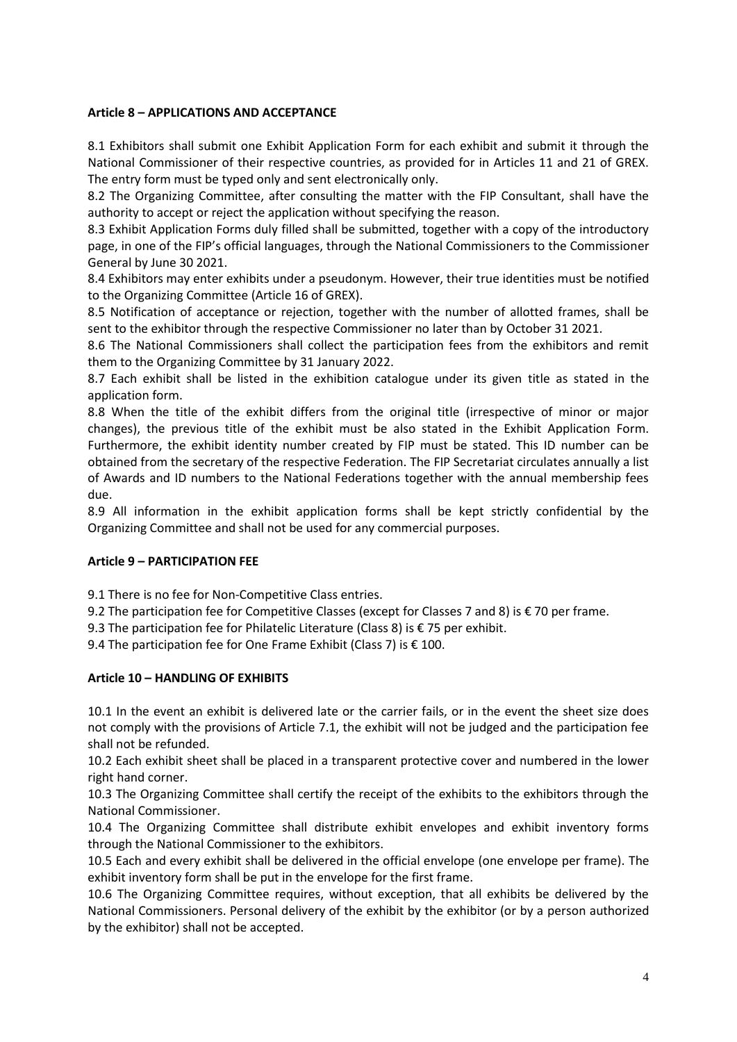**Article 8 – APPLICATIONS AND ACCEPTANCE**

8.1 Exhibitors shall submit one Exhibit Application Form for each exhibit and submit it through the National Commissioner of their respective countries, as provided for in Articles 11 and 21 of GREX. The entry form must be typed only and sent electronically only.

8.2 The Organizing Committee, after consulting the matter with the FIP Consultant, shall have the authority to accept or reject the application without specifying the reason.

8.3 Exhibit Application Forms duly filled shall be submitted, together with a copy of the introductory page, in one of the FIP's official languages, through the National Commissioners to the Commissioner General by June 30 2021.

8.4 Exhibitors may enter exhibits under a pseudonym. However, their true identities must be notified to the Organizing Committee (Article 16 of GREX).

8.5 Notification of acceptance or rejection, together with the number of allotted frames, shall be sent to the exhibitor through the respective Commissioner no later than by October 31 2021.

8.6 The National Commissioners shall collect the participation fees from the exhibitors and remit them to the Organizing Committee by 31 January 2022.

8.7 Each exhibit shall be listed in the exhibition catalogue under its given title as stated in the application form.

8.8 When the title of the exhibit differs from the original title (irrespective of minor or major changes), the previous title of the exhibit must be also stated in the Exhibit Application Form. Furthermore, the exhibit identity number created by FIP must be stated. This ID number can be obtained from the secretary of the respective Federation. The FIP Secretariat circulates annually a list of Awards and ID numbers to the National Federations together with the annual membership fees due.

8.9 All information in the exhibit application forms shall be kept strictly confidential by the Organizing Committee and shall not be used for any commercial purposes.

**Article 9 – PARTICIPATION FEE**

9.1 There is no fee for Non-Competitive Class entries.

9.2 The participation fee for Competitive Classes (except for Classes 7 and 8) is € 70 per frame.

9.3 The participation fee for Philatelic Literature (Class 8) is € 75 per exhibit.

9.4 The participation fee for One Frame Exhibit (Class 7) is € 100.

**Article 10 – HANDLING OF EXHIBITS**

10.1 In the event an exhibit is delivered late or the carrier fails, or in the event the sheet size does not comply with the provisions of Article 7.1, the exhibit will not be judged and the participation fee shall not be refunded.

10.2 Each exhibit sheet shall be placed in a transparent protective cover and numbered in the lower right hand corner.

10.3 The Organizing Committee shall certify the receipt of the exhibits to the exhibitors through the National Commissioner.

10.4 The Organizing Committee shall distribute exhibit envelopes and exhibit inventory forms through the National Commissioner to the exhibitors.

10.5 Each and every exhibit shall be delivered in the official envelope (one envelope per frame). The exhibit inventory form shall be put in the envelope for the first frame.

10.6 The Organizing Committee requires, without exception, that all exhibits be delivered by the National Commissioners. Personal delivery of the exhibit by the exhibitor (or by a person authorized by the exhibitor) shall not be accepted.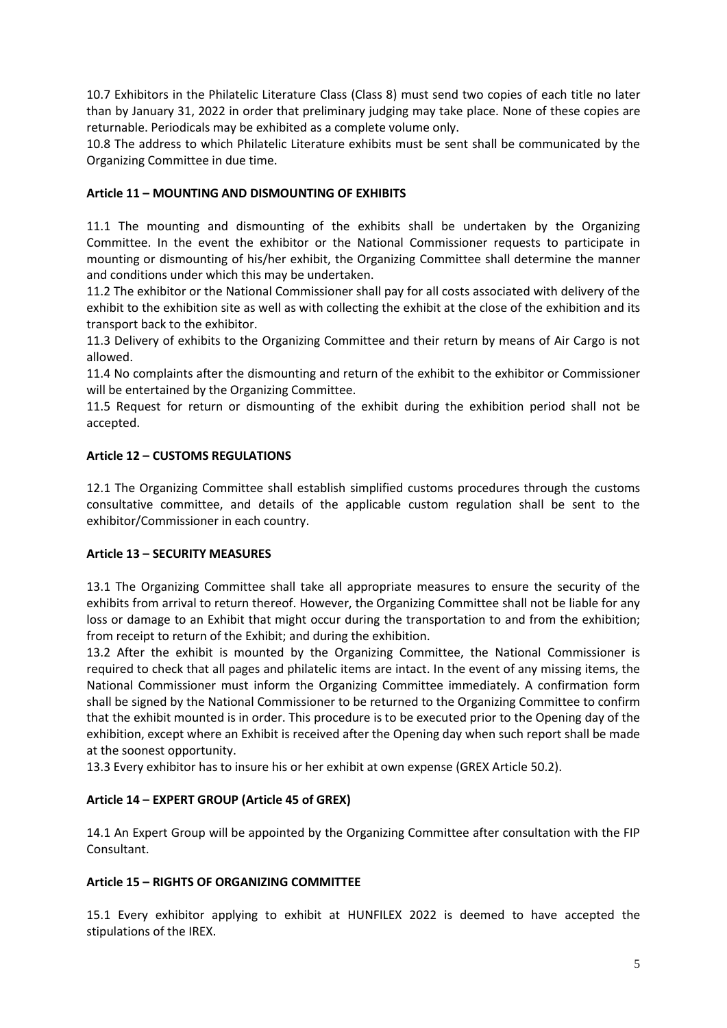10.7 Exhibitors in the Philatelic Literature Class (Class 8) must send two copies of each title no later than by January 31, 2022 in order that preliminary judging may take place. None of these copies are returnable. Periodicals may be exhibited as a complete volume only.

10.8 The address to which Philatelic Literature exhibits must be sent shall be communicated by the Organizing Committee in due time.

**Article 11 – MOUNTING AND DISMOUNTING OF EXHIBITS**

11.1 The mounting and dismounting of the exhibits shall be undertaken by the Organizing Committee. In the event the exhibitor or the National Commissioner requests to participate in mounting or dismounting of his/her exhibit, the Organizing Committee shall determine the manner and conditions under which this may be undertaken.

11.2 The exhibitor or the National Commissioner shall pay for all costs associated with delivery of the exhibit to the exhibition site as well as with collecting the exhibit at the close of the exhibition and its transport back to the exhibitor.

11.3 Delivery of exhibits to the Organizing Committee and their return by means of Air Cargo is not allowed.

11.4 No complaints after the dismounting and return of the exhibit to the exhibitor or Commissioner will be entertained by the Organizing Committee.

11.5 Request for return or dismounting of the exhibit during the exhibition period shall not be accepted.

**Article 12 – CUSTOMS REGULATIONS**

12.1 The Organizing Committee shall establish simplified customs procedures through the customs consultative committee, and details of the applicable custom regulation shall be sent to the exhibitor/Commissioner in each country.

**Article 13 – SECURITY MEASURES**

13.1 The Organizing Committee shall take all appropriate measures to ensure the security of the exhibits from arrival to return thereof. However, the Organizing Committee shall not be liable for any loss or damage to an Exhibit that might occur during the transportation to and from the exhibition; from receipt to return of the Exhibit; and during the exhibition.

13.2 After the exhibit is mounted by the Organizing Committee, the National Commissioner is required to check that all pages and philatelic items are intact. In the event of any missing items, the National Commissioner must inform the Organizing Committee immediately. A confirmation form shall be signed by the National Commissioner to be returned to the Organizing Committee to confirm that the exhibit mounted is in order. This procedure is to be executed prior to the Opening day of the exhibition, except where an Exhibit is received after the Opening day when such report shall be made at the soonest opportunity.

13.3 Every exhibitor has to insure his or her exhibit at own expense (GREX Article 50.2).

**Article 14 – EXPERT GROUP (Article 45 of GREX)**

14.1 An Expert Group will be appointed by the Organizing Committee after consultation with the FIP Consultant.

**Article 15 – RIGHTS OF ORGANIZING COMMITTEE**

15.1 Every exhibitor applying to exhibit at HUNFILEX 2022 is deemed to have accepted the stipulations of the IREX.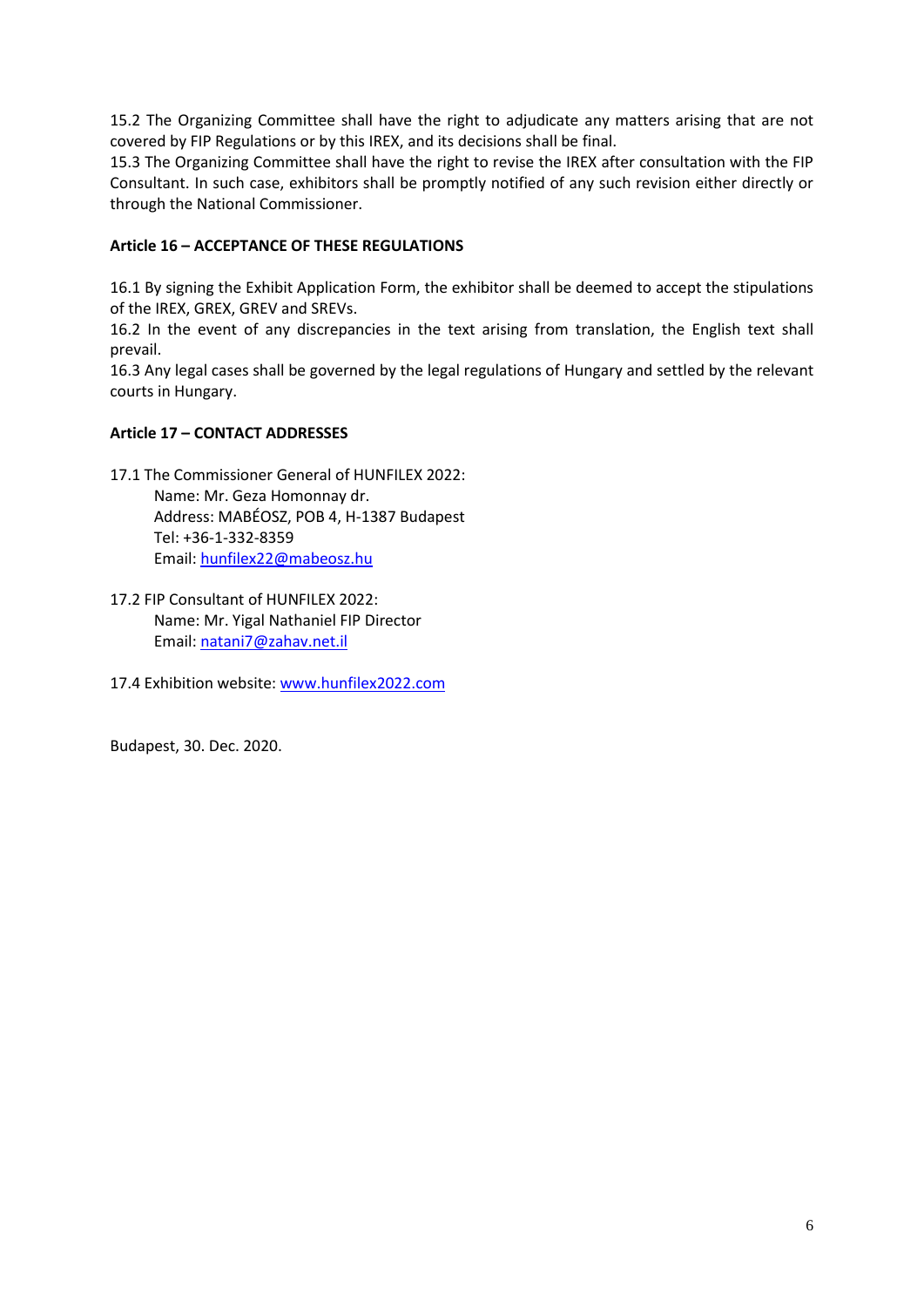15.2 The Organizing Committee shall have the right to adjudicate any matters arising that are not covered by FIP Regulations or by this IREX, and its decisions shall be final.
15.3 The Organizing Committee shall have the right to revise the IREX after consultation with the FIP Consultant. In such case, exhibitors shall be promptly notified of any such revision either directly or through the National Commissioner.

**Article 16 – ACCEPTANCE OF THESE REGULATIONS**

16.1 By signing the Exhibit Application Form, the exhibitor shall be deemed to accept the stipulations of the IREX, GREX, GREV and SREVs.
16.2 In the event of any discrepancies in the text arising from translation, the English text shall prevail.
16.3 Any legal cases shall be governed by the legal regulations of Hungary and settled by the relevant courts in Hungary.

**Article 17 – CONTACT ADDRESSES**

17.1 The Commissioner General of HUNFILEX 2022:
Name: Mr. Geza Homonnay dr.
Address: MABÉOSZ, POB 4, H-1387 Budapest
Tel: +36-1-332-8359
Email: hunfilex22@mabeosz.hu

17.2 FIP Consultant of HUNFILEX 2022:
Name: Mr. Yigal Nathaniel FIP Director
Email: natani7@zahav.net.il

17.4 Exhibition website: www.hunfilex2022.com

Budapest, 30. Dec. 2020.